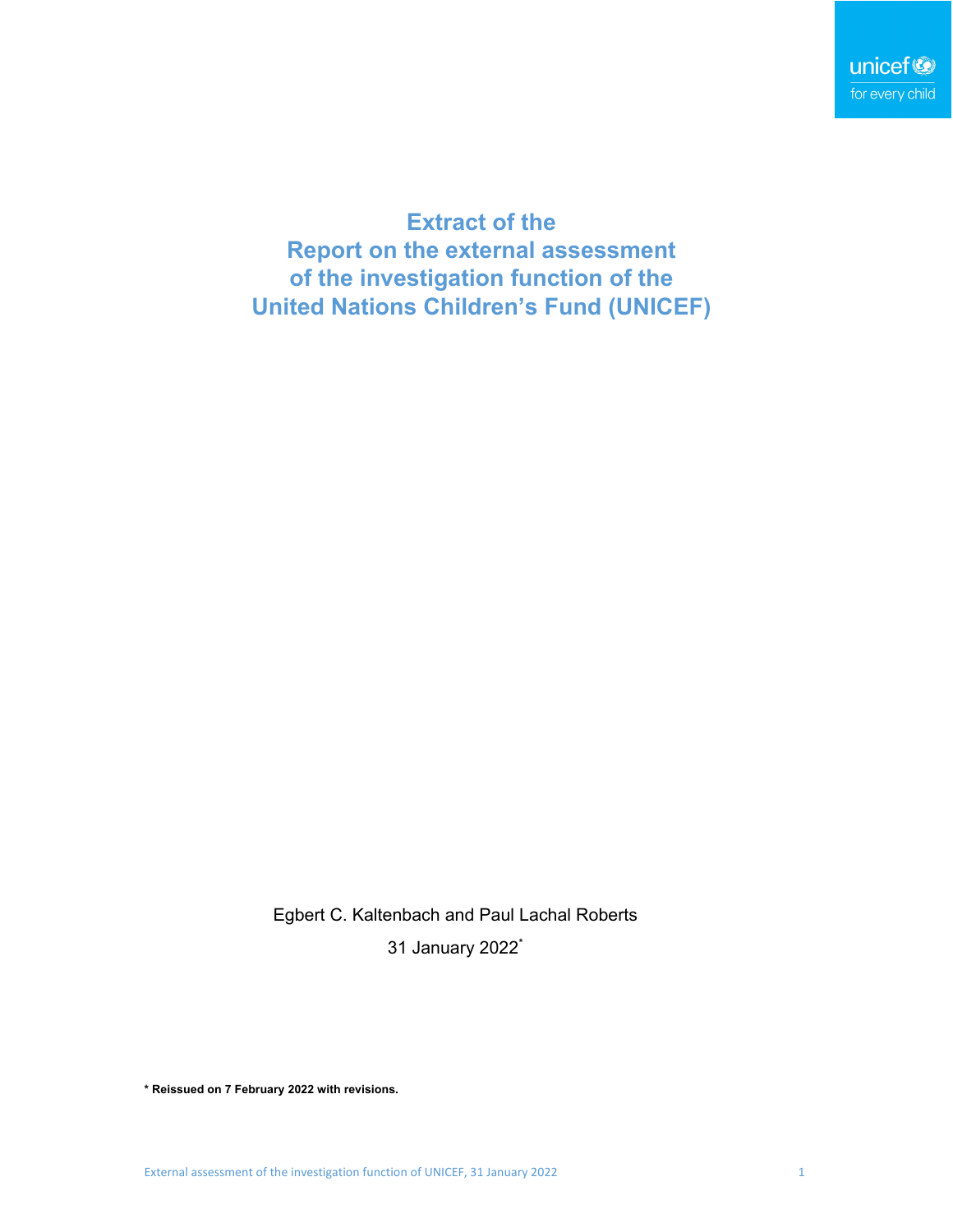# Extract of the Report on the external assessment of the investigation function of the United Nations Children's Fund (UNICEF)

Egbert C. Kaltenbach and Paul Lachal Roberts

31 January 2022*

**\* Reissued on 7 February 2022 with revisions.**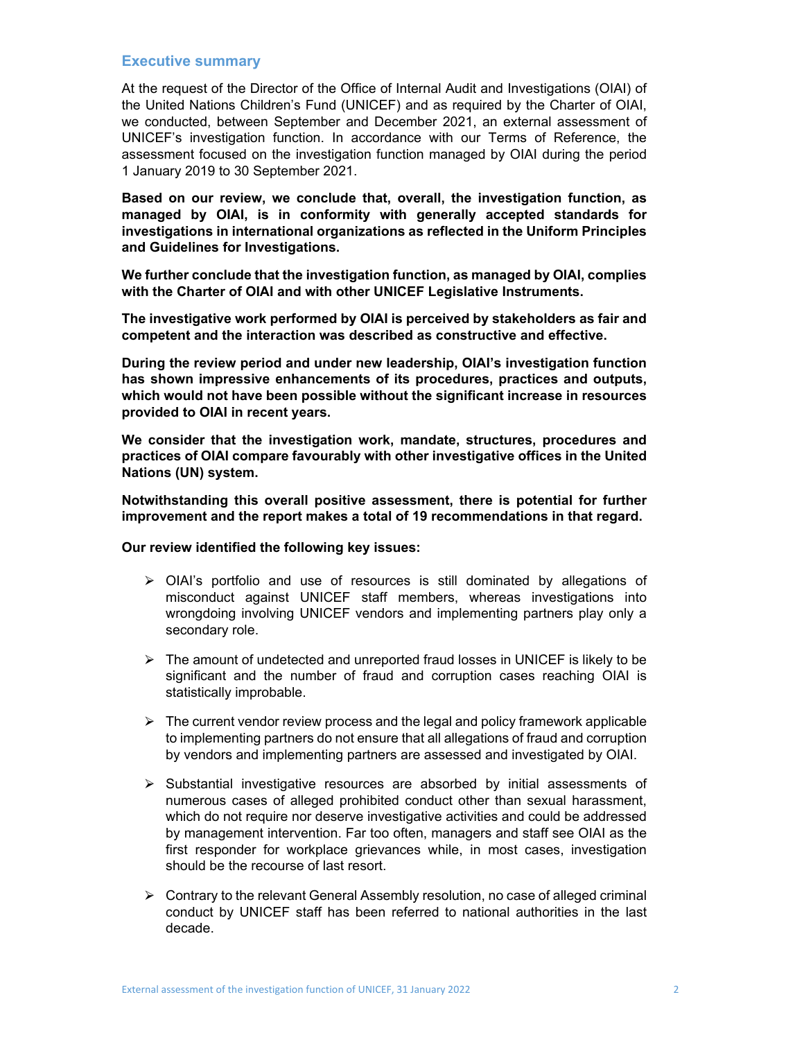## Executive summary

At the request of the Director of the Office of Internal Audit and Investigations (OIAI) of the United Nations Children's Fund (UNICEF) and as required by the Charter of OIAI, we conducted, between September and December 2021, an external assessment of UNICEF's investigation function. In accordance with our Terms of Reference, the assessment focused on the investigation function managed by OIAI during the period 1 January 2019 to 30 September 2021.

**Based on our review, we conclude that, overall, the investigation function, as managed by OIAI, is in conformity with generally accepted standards for investigations in international organizations as reflected in the Uniform Principles and Guidelines for Investigations.**

**We further conclude that the investigation function, as managed by OIAI, complies with the Charter of OIAI and with other UNICEF Legislative Instruments.**

**The investigative work performed by OIAI is perceived by stakeholders as fair and competent and the interaction was described as constructive and effective.**

**During the review period and under new leadership, OIAI's investigation function has shown impressive enhancements of its procedures, practices and outputs, which would not have been possible without the significant increase in resources provided to OIAI in recent years.**

**We consider that the investigation work, mandate, structures, procedures and practices of OIAI compare favourably with other investigative offices in the United Nations (UN) system.**

**Notwithstanding this overall positive assessment, there is potential for further improvement and the report makes a total of 19 recommendations in that regard.**

**Our review identified the following key issues:**

- OIAI's portfolio and use of resources is still dominated by allegations of misconduct against UNICEF staff members, whereas investigations into wrongdoing involving UNICEF vendors and implementing partners play only a secondary role.
- The amount of undetected and unreported fraud losses in UNICEF is likely to be significant and the number of fraud and corruption cases reaching OIAI is statistically improbable.
- The current vendor review process and the legal and policy framework applicable to implementing partners do not ensure that all allegations of fraud and corruption by vendors and implementing partners are assessed and investigated by OIAI.
- Substantial investigative resources are absorbed by initial assessments of numerous cases of alleged prohibited conduct other than sexual harassment, which do not require nor deserve investigative activities and could be addressed by management intervention. Far too often, managers and staff see OIAI as the first responder for workplace grievances while, in most cases, investigation should be the recourse of last resort.
- Contrary to the relevant General Assembly resolution, no case of alleged criminal conduct by UNICEF staff has been referred to national authorities in the last decade.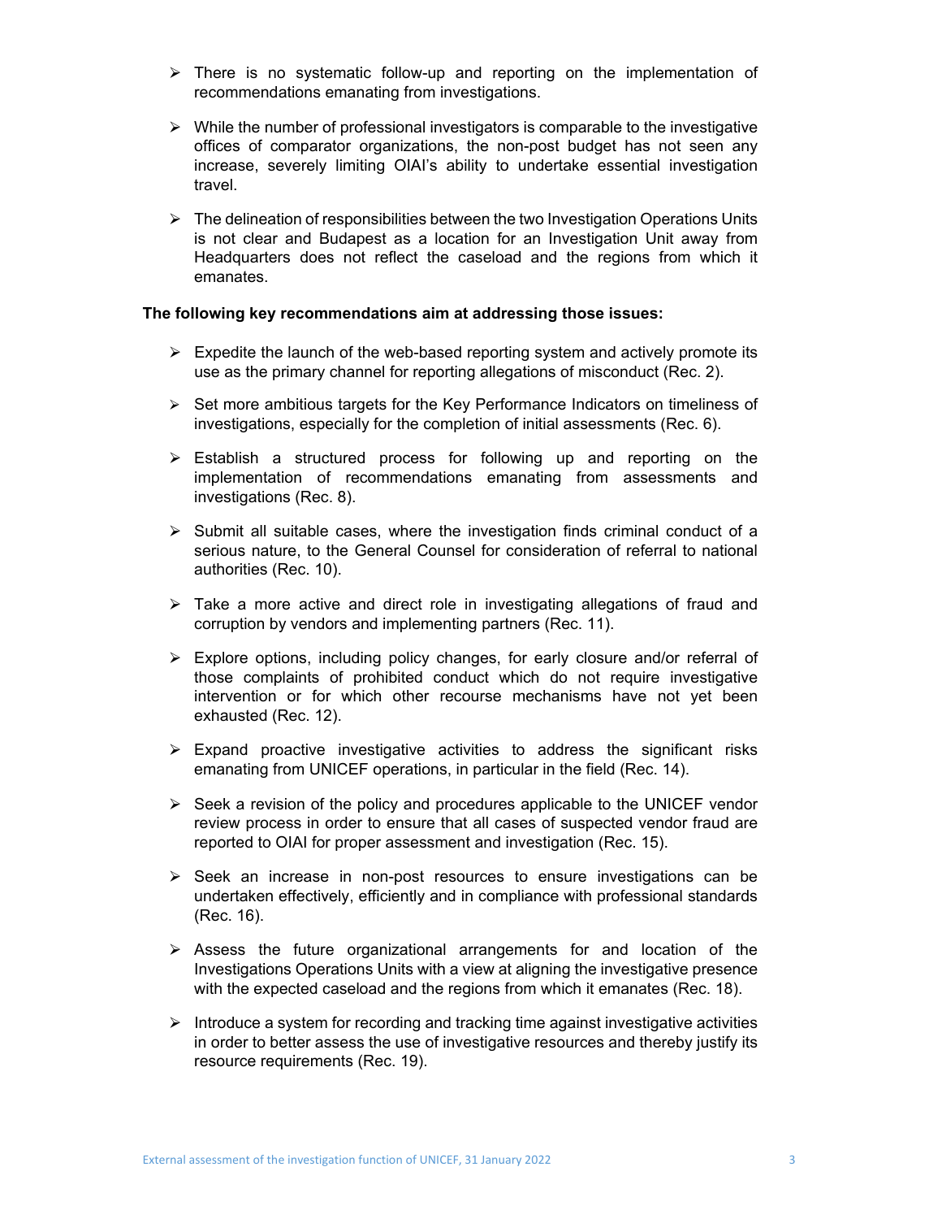- There is no systematic follow-up and reporting on the implementation of recommendations emanating from investigations.
- While the number of professional investigators is comparable to the investigative offices of comparator organizations, the non-post budget has not seen any increase, severely limiting OIAI's ability to undertake essential investigation travel.
- The delineation of responsibilities between the two Investigation Operations Units is not clear and Budapest as a location for an Investigation Unit away from Headquarters does not reflect the caseload and the regions from which it emanates.

**The following key recommendations aim at addressing those issues:**

- Expedite the launch of the web-based reporting system and actively promote its use as the primary channel for reporting allegations of misconduct (Rec. 2).
- Set more ambitious targets for the Key Performance Indicators on timeliness of investigations, especially for the completion of initial assessments (Rec. 6).
- Establish a structured process for following up and reporting on the implementation of recommendations emanating from assessments and investigations (Rec. 8).
- Submit all suitable cases, where the investigation finds criminal conduct of a serious nature, to the General Counsel for consideration of referral to national authorities (Rec. 10).
- Take a more active and direct role in investigating allegations of fraud and corruption by vendors and implementing partners (Rec. 11).
- Explore options, including policy changes, for early closure and/or referral of those complaints of prohibited conduct which do not require investigative intervention or for which other recourse mechanisms have not yet been exhausted (Rec. 12).
- Expand proactive investigative activities to address the significant risks emanating from UNICEF operations, in particular in the field (Rec. 14).
- Seek a revision of the policy and procedures applicable to the UNICEF vendor review process in order to ensure that all cases of suspected vendor fraud are reported to OIAI for proper assessment and investigation (Rec. 15).
- Seek an increase in non-post resources to ensure investigations can be undertaken effectively, efficiently and in compliance with professional standards (Rec. 16).
- Assess the future organizational arrangements for and location of the Investigations Operations Units with a view at aligning the investigative presence with the expected caseload and the regions from which it emanates (Rec. 18).
- Introduce a system for recording and tracking time against investigative activities in order to better assess the use of investigative resources and thereby justify its resource requirements (Rec. 19).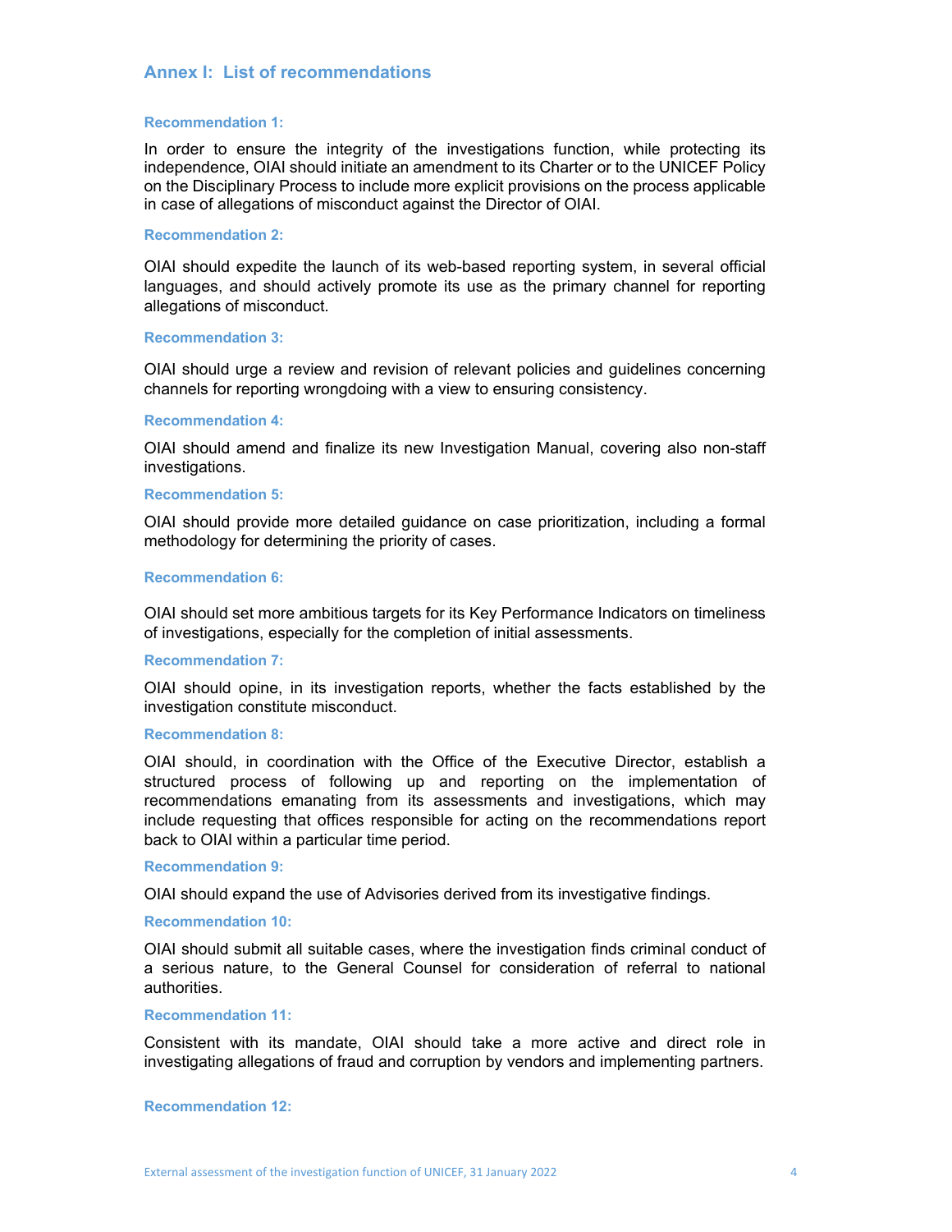## Annex I: List of recommendations

### Recommendation 1:

In order to ensure the integrity of the investigations function, while protecting its independence, OIAI should initiate an amendment to its Charter or to the UNICEF Policy on the Disciplinary Process to include more explicit provisions on the process applicable in case of allegations of misconduct against the Director of OIAI.

### Recommendation 2:

OIAI should expedite the launch of its web-based reporting system, in several official languages, and should actively promote its use as the primary channel for reporting allegations of misconduct.

### Recommendation 3:

OIAI should urge a review and revision of relevant policies and guidelines concerning channels for reporting wrongdoing with a view to ensuring consistency.

### Recommendation 4:

OIAI should amend and finalize its new Investigation Manual, covering also non-staff investigations.

### Recommendation 5:

OIAI should provide more detailed guidance on case prioritization, including a formal methodology for determining the priority of cases.

### Recommendation 6:

OIAI should set more ambitious targets for its Key Performance Indicators on timeliness of investigations, especially for the completion of initial assessments.

### Recommendation 7:

OIAI should opine, in its investigation reports, whether the facts established by the investigation constitute misconduct.

### Recommendation 8:

OIAI should, in coordination with the Office of the Executive Director, establish a structured process of following up and reporting on the implementation of recommendations emanating from its assessments and investigations, which may include requesting that offices responsible for acting on the recommendations report back to OIAI within a particular time period.

### Recommendation 9:

OIAI should expand the use of Advisories derived from its investigative findings.

### Recommendation 10:

OIAI should submit all suitable cases, where the investigation finds criminal conduct of a serious nature, to the General Counsel for consideration of referral to national authorities.

### Recommendation 11:

Consistent with its mandate, OIAI should take a more active and direct role in investigating allegations of fraud and corruption by vendors and implementing partners.

### Recommendation 12: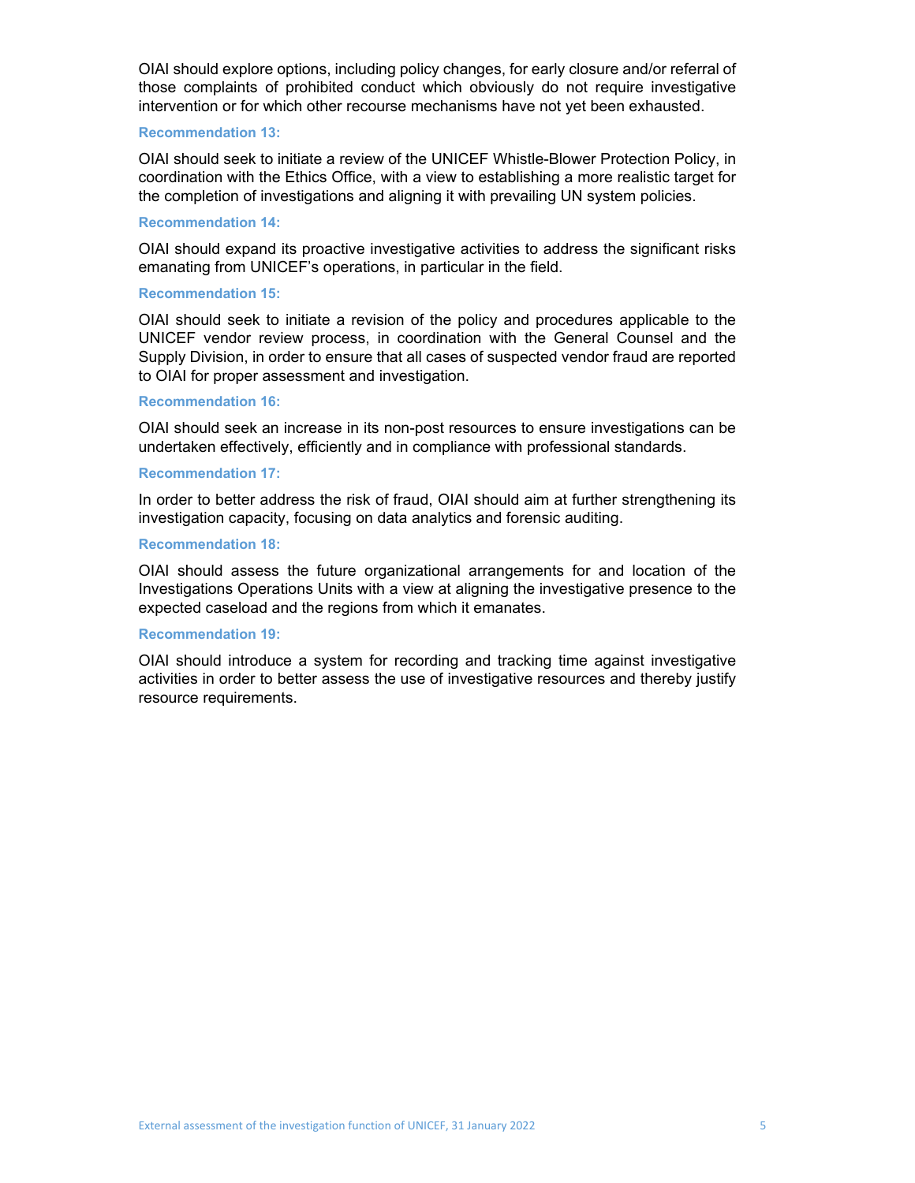OIAI should explore options, including policy changes, for early closure and/or referral of those complaints of prohibited conduct which obviously do not require investigative intervention or for which other recourse mechanisms have not yet been exhausted.

**Recommendation 13:**

OIAI should seek to initiate a review of the UNICEF Whistle-Blower Protection Policy, in coordination with the Ethics Office, with a view to establishing a more realistic target for the completion of investigations and aligning it with prevailing UN system policies.

**Recommendation 14:**

OIAI should expand its proactive investigative activities to address the significant risks emanating from UNICEF's operations, in particular in the field.

**Recommendation 15:**

OIAI should seek to initiate a revision of the policy and procedures applicable to the UNICEF vendor review process, in coordination with the General Counsel and the Supply Division, in order to ensure that all cases of suspected vendor fraud are reported to OIAI for proper assessment and investigation.

**Recommendation 16:**

OIAI should seek an increase in its non-post resources to ensure investigations can be undertaken effectively, efficiently and in compliance with professional standards.

**Recommendation 17:**

In order to better address the risk of fraud, OIAI should aim at further strengthening its investigation capacity, focusing on data analytics and forensic auditing.

**Recommendation 18:**

OIAI should assess the future organizational arrangements for and location of the Investigations Operations Units with a view at aligning the investigative presence to the expected caseload and the regions from which it emanates.

**Recommendation 19:**

OIAI should introduce a system for recording and tracking time against investigative activities in order to better assess the use of investigative resources and thereby justify resource requirements.